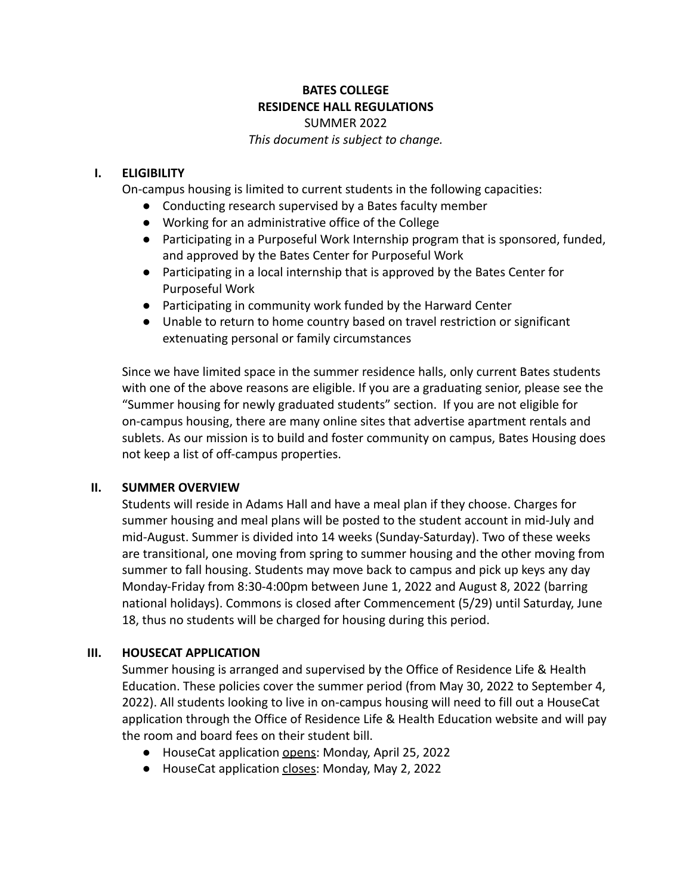# BATES COLLEGE
# RESIDENCE HALL REGULATIONS

SUMMER 2022

*This document is subject to change.*

## I. ELIGIBILITY

On-campus housing is limited to current students in the following capacities:

- Conducting research supervised by a Bates faculty member
- Working for an administrative office of the College
- Participating in a Purposeful Work Internship program that is sponsored, funded, and approved by the Bates Center for Purposeful Work
- Participating in a local internship that is approved by the Bates Center for Purposeful Work
- Participating in community work funded by the Harward Center
- Unable to return to home country based on travel restriction or significant extenuating personal or family circumstances

Since we have limited space in the summer residence halls, only current Bates students with one of the above reasons are eligible. If you are a graduating senior, please see the "Summer housing for newly graduated students" section. If you are not eligible for on-campus housing, there are many online sites that advertise apartment rentals and sublets. As our mission is to build and foster community on campus, Bates Housing does not keep a list of off-campus properties.

## II. SUMMER OVERVIEW

Students will reside in Adams Hall and have a meal plan if they choose. Charges for summer housing and meal plans will be posted to the student account in mid-July and mid-August. Summer is divided into 14 weeks (Sunday-Saturday). Two of these weeks are transitional, one moving from spring to summer housing and the other moving from summer to fall housing. Students may move back to campus and pick up keys any day Monday-Friday from 8:30-4:00pm between June 1, 2022 and August 8, 2022 (barring national holidays). Commons is closed after Commencement (5/29) until Saturday, June 18, thus no students will be charged for housing during this period.

## III. HOUSECAT APPLICATION

Summer housing is arranged and supervised by the Office of Residence Life & Health Education. These policies cover the summer period (from May 30, 2022 to September 4, 2022). All students looking to live in on-campus housing will need to fill out a HouseCat application through the Office of Residence Life & Health Education website and will pay the room and board fees on their student bill.

- HouseCat application opens: Monday, April 25, 2022
- HouseCat application closes: Monday, May 2, 2022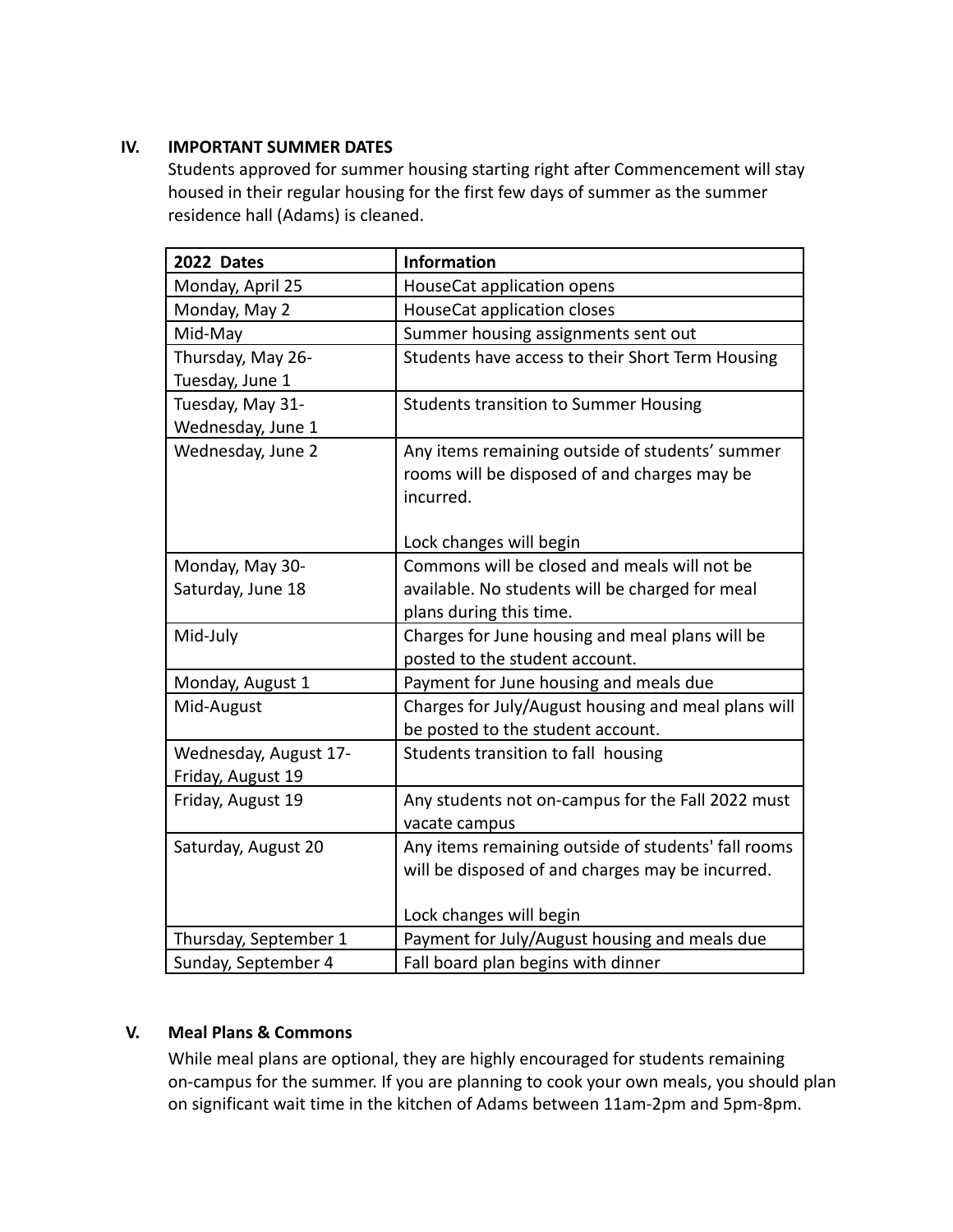## IV. IMPORTANT SUMMER DATES

Students approved for summer housing starting right after Commencement will stay housed in their regular housing for the first few days of summer as the summer residence hall (Adams) is cleaned.

| 2022 Dates | Information |
|---|---|
| Monday, April 25 | HouseCat application opens |
| Monday, May 2 | HouseCat application closes |
| Mid-May | Summer housing assignments sent out |
| Thursday, May 26- Tuesday, June 1 | Students have access to their Short Term Housing |
| Tuesday, May 31- Wednesday, June 1 | Students transition to Summer Housing |
| Wednesday, June 2 | Any items remaining outside of students' summer rooms will be disposed of and charges may be incurred.<br><br>Lock changes will begin |
| Monday, May 30- Saturday, June 18 | Commons will be closed and meals will not be available. No students will be charged for meal plans during this time. |
| Mid-July | Charges for June housing and meal plans will be posted to the student account. |
| Monday, August 1 | Payment for June housing and meals due |
| Mid-August | Charges for July/August housing and meal plans will be posted to the student account. |
| Wednesday, August 17- Friday, August 19 | Students transition to fall housing |
| Friday, August 19 | Any students not on-campus for the Fall 2022 must vacate campus |
| Saturday, August 20 | Any items remaining outside of students' fall rooms will be disposed of and charges may be incurred.<br><br>Lock changes will begin |
| Thursday, September 1 | Payment for July/August housing and meals due |
| Sunday, September 4 | Fall board plan begins with dinner |

## V. Meal Plans & Commons

While meal plans are optional, they are highly encouraged for students remaining on-campus for the summer. If you are planning to cook your own meals, you should plan on significant wait time in the kitchen of Adams between 11am-2pm and 5pm-8pm.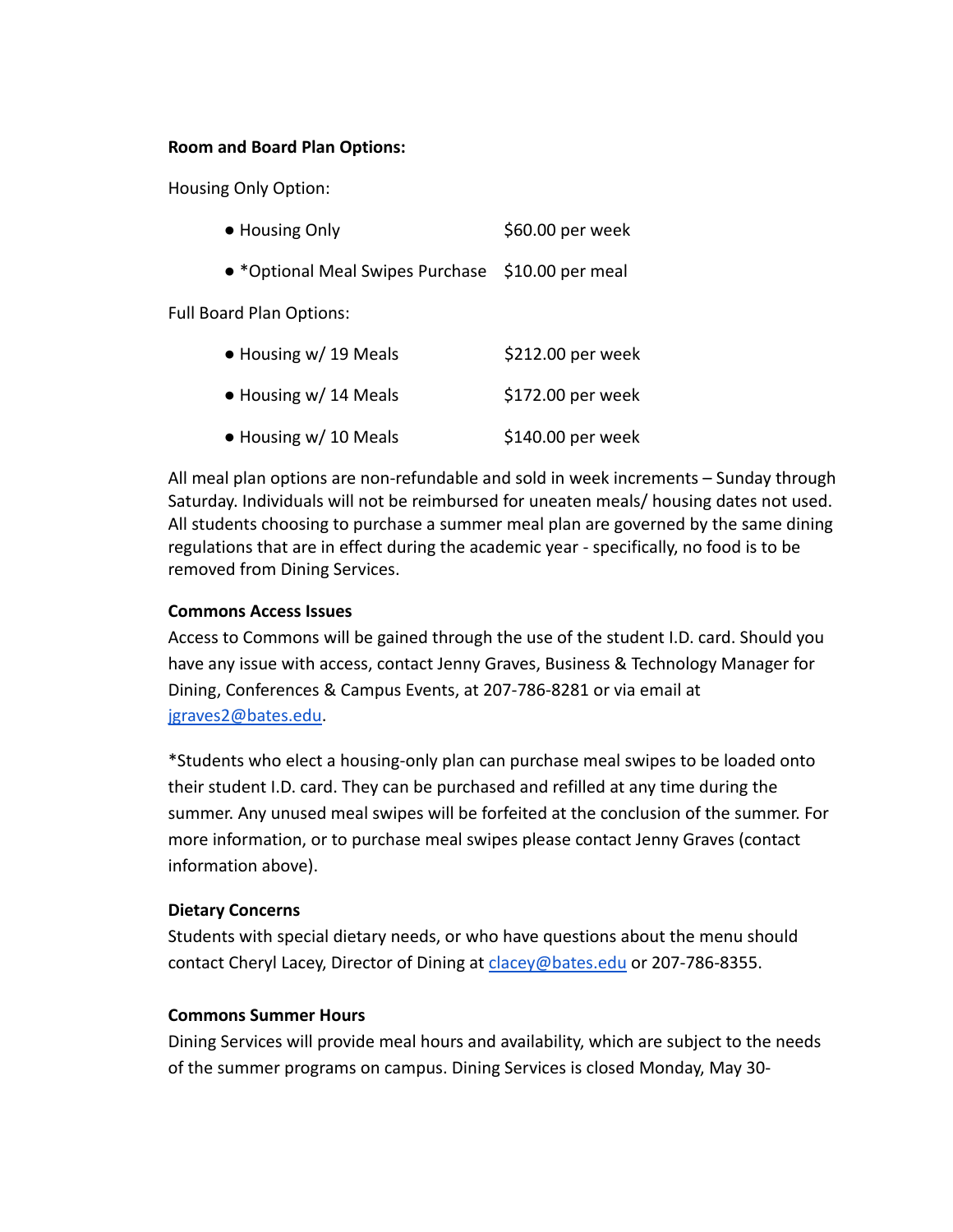**Room and Board Plan Options:**

Housing Only Option:

- Housing Only $60.00 per week
- *Optional Meal Swipes Purchase $10.00 per meal

Full Board Plan Options:

- Housing w/ 19 Meals $212.00 per week
- Housing w/ 14 Meals $172.00 per week
- Housing w/ 10 Meals $140.00 per week

All meal plan options are non-refundable and sold in week increments – Sunday through Saturday. Individuals will not be reimbursed for uneaten meals/ housing dates not used. All students choosing to purchase a summer meal plan are governed by the same dining regulations that are in effect during the academic year - specifically, no food is to be removed from Dining Services.

**Commons Access Issues**

Access to Commons will be gained through the use of the student I.D. card. Should you have any issue with access, contact Jenny Graves, Business & Technology Manager for Dining, Conferences & Campus Events, at 207-786-8281 or via email at jgraves2@bates.edu.

*Students who elect a housing-only plan can purchase meal swipes to be loaded onto their student I.D. card. They can be purchased and refilled at any time during the summer. Any unused meal swipes will be forfeited at the conclusion of the summer. For more information, or to purchase meal swipes please contact Jenny Graves (contact information above).

**Dietary Concerns**

Students with special dietary needs, or who have questions about the menu should contact Cheryl Lacey, Director of Dining at clacey@bates.edu or 207-786-8355.

**Commons Summer Hours**

Dining Services will provide meal hours and availability, which are subject to the needs of the summer programs on campus. Dining Services is closed Monday, May 30-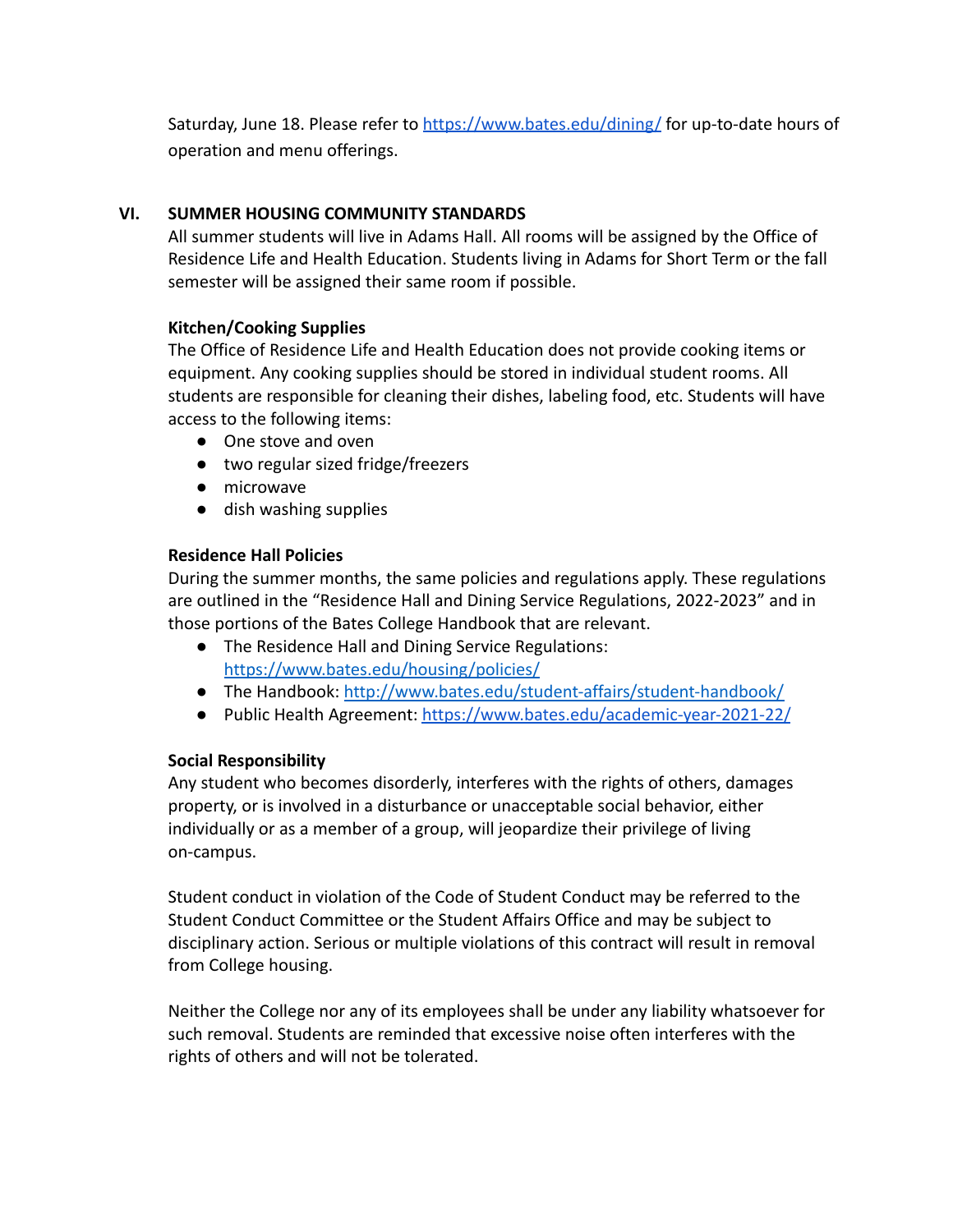Saturday, June 18. Please refer to https://www.bates.edu/dining/ for up-to-date hours of operation and menu offerings.

## VI. SUMMER HOUSING COMMUNITY STANDARDS

All summer students will live in Adams Hall. All rooms will be assigned by the Office of Residence Life and Health Education. Students living in Adams for Short Term or the fall semester will be assigned their same room if possible.

### Kitchen/Cooking Supplies

The Office of Residence Life and Health Education does not provide cooking items or equipment. Any cooking supplies should be stored in individual student rooms. All students are responsible for cleaning their dishes, labeling food, etc. Students will have access to the following items:

- One stove and oven
- two regular sized fridge/freezers
- microwave
- dish washing supplies

### Residence Hall Policies

During the summer months, the same policies and regulations apply. These regulations are outlined in the "Residence Hall and Dining Service Regulations, 2022-2023" and in those portions of the Bates College Handbook that are relevant.

- The Residence Hall and Dining Service Regulations: https://www.bates.edu/housing/policies/
- The Handbook: http://www.bates.edu/student-affairs/student-handbook/
- Public Health Agreement: https://www.bates.edu/academic-year-2021-22/

### Social Responsibility

Any student who becomes disorderly, interferes with the rights of others, damages property, or is involved in a disturbance or unacceptable social behavior, either individually or as a member of a group, will jeopardize their privilege of living on-campus.

Student conduct in violation of the Code of Student Conduct may be referred to the Student Conduct Committee or the Student Affairs Office and may be subject to disciplinary action. Serious or multiple violations of this contract will result in removal from College housing.

Neither the College nor any of its employees shall be under any liability whatsoever for such removal. Students are reminded that excessive noise often interferes with the rights of others and will not be tolerated.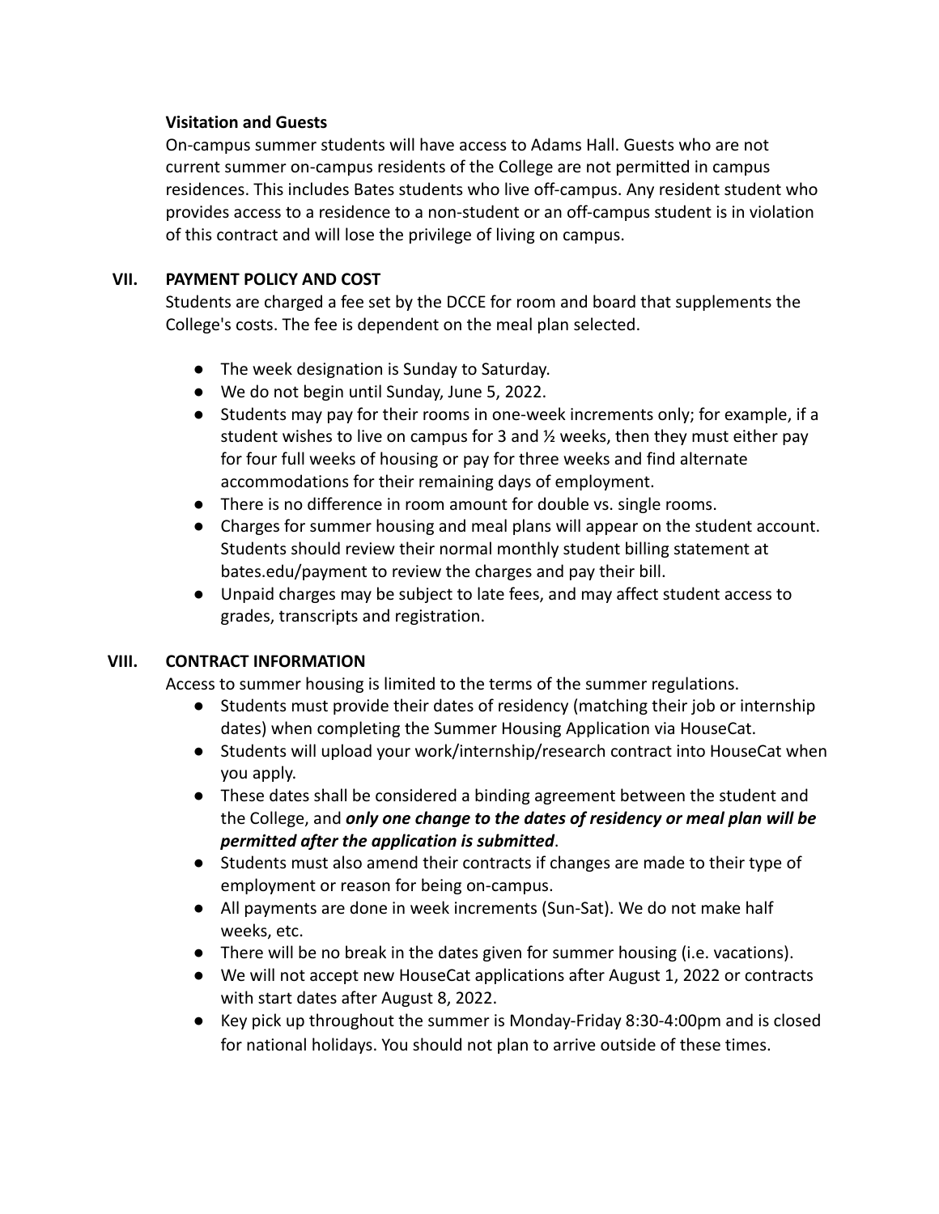**Visitation and Guests**

On-campus summer students will have access to Adams Hall. Guests who are not current summer on-campus residents of the College are not permitted in campus residences. This includes Bates students who live off-campus. Any resident student who provides access to a residence to a non-student or an off-campus student is in violation of this contract and will lose the privilege of living on campus.

## VII. PAYMENT POLICY AND COST

Students are charged a fee set by the DCCE for room and board that supplements the College's costs. The fee is dependent on the meal plan selected.

- The week designation is Sunday to Saturday.
- We do not begin until Sunday, June 5, 2022.
- Students may pay for their rooms in one-week increments only; for example, if a student wishes to live on campus for 3 and ½ weeks, then they must either pay for four full weeks of housing or pay for three weeks and find alternate accommodations for their remaining days of employment.
- There is no difference in room amount for double vs. single rooms.
- Charges for summer housing and meal plans will appear on the student account. Students should review their normal monthly student billing statement at bates.edu/payment to review the charges and pay their bill.
- Unpaid charges may be subject to late fees, and may affect student access to grades, transcripts and registration.

## VIII. CONTRACT INFORMATION

Access to summer housing is limited to the terms of the summer regulations.

- Students must provide their dates of residency (matching their job or internship dates) when completing the Summer Housing Application via HouseCat.
- Students will upload your work/internship/research contract into HouseCat when you apply.
- These dates shall be considered a binding agreement between the student and the College, and ***only one change to the dates of residency or meal plan will be permitted after the application is submitted***.
- Students must also amend their contracts if changes are made to their type of employment or reason for being on-campus.
- All payments are done in week increments (Sun-Sat). We do not make half weeks, etc.
- There will be no break in the dates given for summer housing (i.e. vacations).
- We will not accept new HouseCat applications after August 1, 2022 or contracts with start dates after August 8, 2022.
- Key pick up throughout the summer is Monday-Friday 8:30-4:00pm and is closed for national holidays. You should not plan to arrive outside of these times.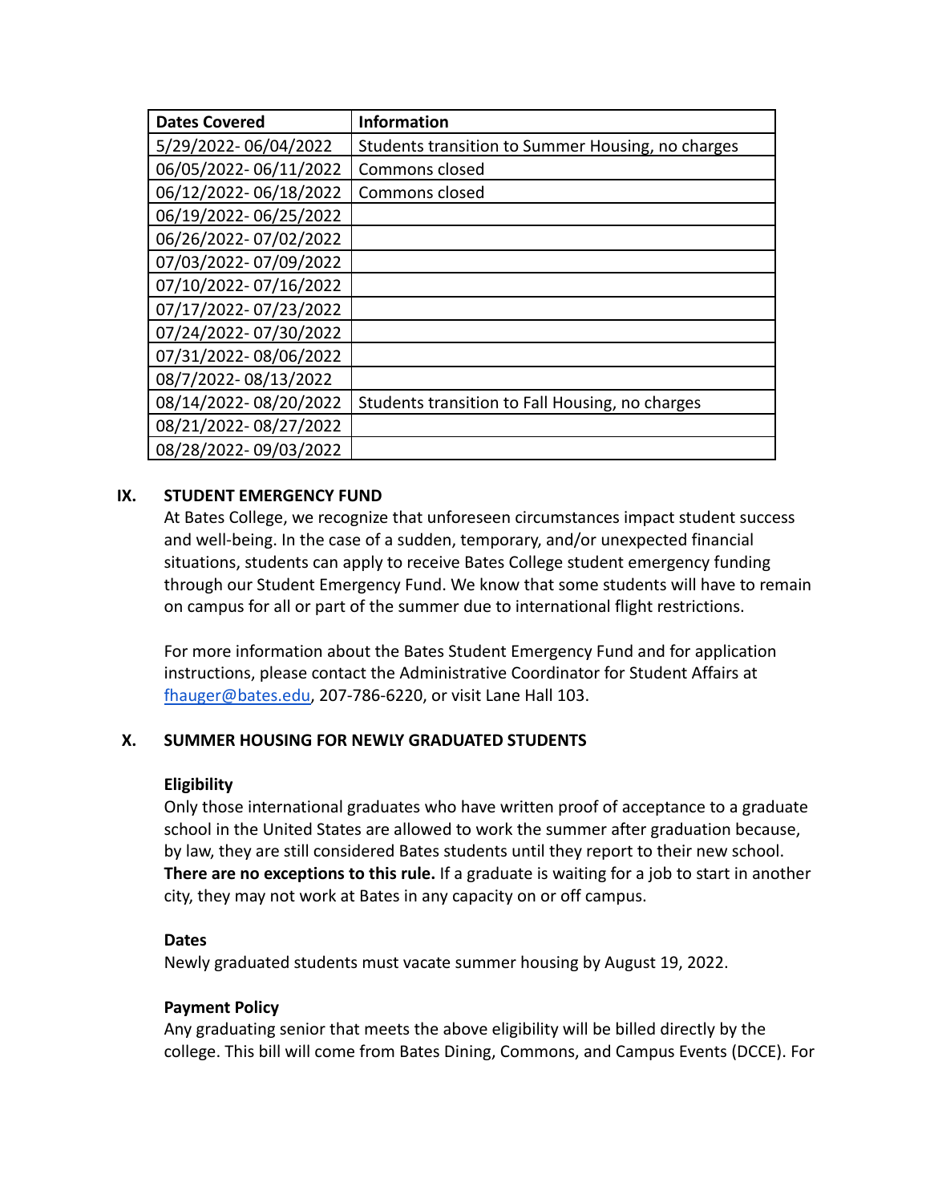| Dates Covered | Information |
|---|---|
| 5/29/2022- 06/04/2022 | Students transition to Summer Housing, no charges |
| 06/05/2022- 06/11/2022 | Commons closed |
| 06/12/2022- 06/18/2022 | Commons closed |
| 06/19/2022- 06/25/2022 | |
| 06/26/2022- 07/02/2022 | |
| 07/03/2022- 07/09/2022 | |
| 07/10/2022- 07/16/2022 | |
| 07/17/2022- 07/23/2022 | |
| 07/24/2022- 07/30/2022 | |
| 07/31/2022- 08/06/2022 | |
| 08/7/2022- 08/13/2022 | |
| 08/14/2022- 08/20/2022 | Students transition to Fall Housing, no charges |
| 08/21/2022- 08/27/2022 | |
| 08/28/2022- 09/03/2022 | |

## IX. STUDENT EMERGENCY FUND

At Bates College, we recognize that unforeseen circumstances impact student success and well-being. In the case of a sudden, temporary, and/or unexpected financial situations, students can apply to receive Bates College student emergency funding through our Student Emergency Fund. We know that some students will have to remain on campus for all or part of the summer due to international flight restrictions.

For more information about the Bates Student Emergency Fund and for application instructions, please contact the Administrative Coordinator for Student Affairs at fhauger@bates.edu, 207-786-6220, or visit Lane Hall 103.

## X. SUMMER HOUSING FOR NEWLY GRADUATED STUDENTS

**Eligibility**

Only those international graduates who have written proof of acceptance to a graduate school in the United States are allowed to work the summer after graduation because, by law, they are still considered Bates students until they report to their new school. **There are no exceptions to this rule.** If a graduate is waiting for a job to start in another city, they may not work at Bates in any capacity on or off campus.

**Dates**

Newly graduated students must vacate summer housing by August 19, 2022.

**Payment Policy**

Any graduating senior that meets the above eligibility will be billed directly by the college. This bill will come from Bates Dining, Commons, and Campus Events (DCCE). For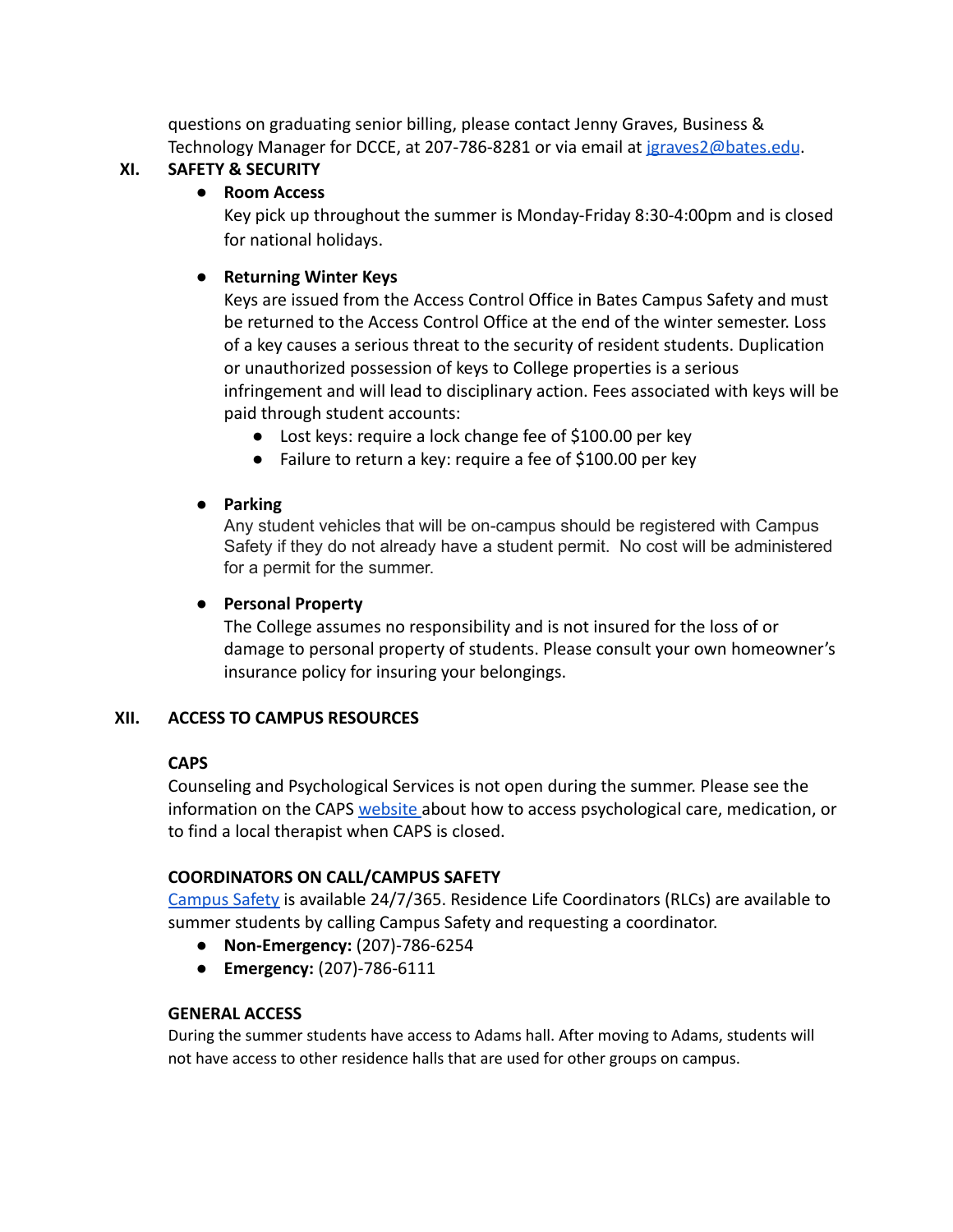questions on graduating senior billing, please contact Jenny Graves, Business & Technology Manager for DCCE, at 207-786-8281 or via email at [jgraves2@bates.edu](mailto:jgraves2@bates.edu).

## XI. SAFETY & SECURITY

- **Room Access**
  Key pick up throughout the summer is Monday-Friday 8:30-4:00pm and is closed for national holidays.

- **Returning Winter Keys**
  Keys are issued from the Access Control Office in Bates Campus Safety and must be returned to the Access Control Office at the end of the winter semester. Loss of a key causes a serious threat to the security of resident students. Duplication or unauthorized possession of keys to College properties is a serious infringement and will lead to disciplinary action. Fees associated with keys will be paid through student accounts:
  - Lost keys: require a lock change fee of $100.00 per key
  - Failure to return a key: require a fee of $100.00 per key

- **Parking**
  Any student vehicles that will be on-campus should be registered with Campus Safety if they do not already have a student permit. No cost will be administered for a permit for the summer.

- **Personal Property**
  The College assumes no responsibility and is not insured for the loss of or damage to personal property of students. Please consult your own homeowner's insurance policy for insuring your belongings.

## XII. ACCESS TO CAMPUS RESOURCES

### CAPS

Counseling and Psychological Services is not open during the summer. Please see the information on the CAPS website about how to access psychological care, medication, or to find a local therapist when CAPS is closed.

### COORDINATORS ON CALL/CAMPUS SAFETY

Campus Safety is available 24/7/365. Residence Life Coordinators (RLCs) are available to summer students by calling Campus Safety and requesting a coordinator.

- **Non-Emergency:** (207)-786-6254
- **Emergency:** (207)-786-6111

### GENERAL ACCESS

During the summer students have access to Adams hall. After moving to Adams, students will not have access to other residence halls that are used for other groups on campus.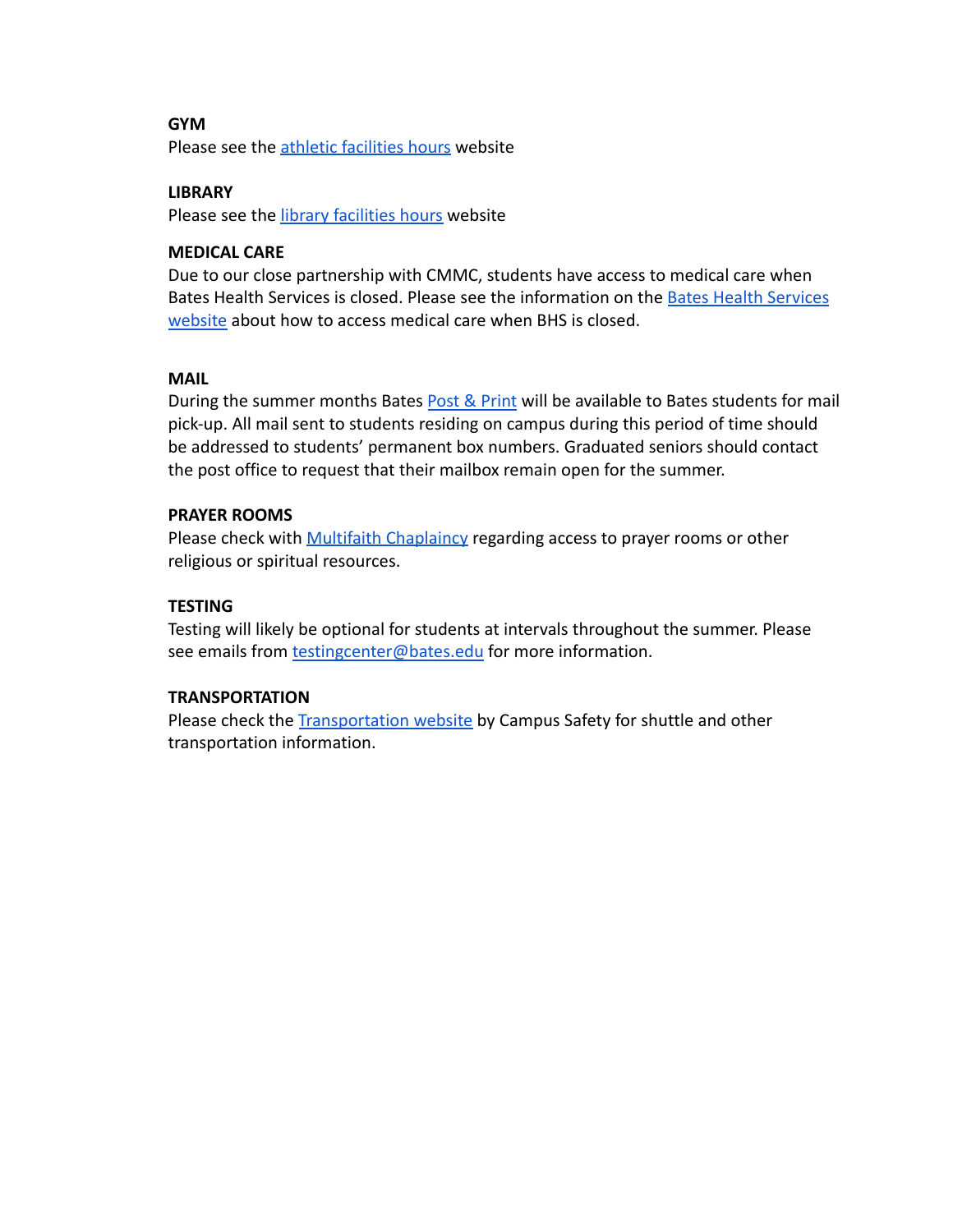**GYM**
Please see the athletic facilities hours website

**LIBRARY**
Please see the library facilities hours website

**MEDICAL CARE**
Due to our close partnership with CMMC, students have access to medical care when Bates Health Services is closed. Please see the information on the Bates Health Services website about how to access medical care when BHS is closed.

**MAIL**
During the summer months Bates Post & Print will be available to Bates students for mail pick-up. All mail sent to students residing on campus during this period of time should be addressed to students' permanent box numbers. Graduated seniors should contact the post office to request that their mailbox remain open for the summer.

**PRAYER ROOMS**
Please check with Multifaith Chaplaincy regarding access to prayer rooms or other religious or spiritual resources.

**TESTING**
Testing will likely be optional for students at intervals throughout the summer. Please see emails from testingcenter@bates.edu for more information.

**TRANSPORTATION**
Please check the Transportation website by Campus Safety for shuttle and other transportation information.